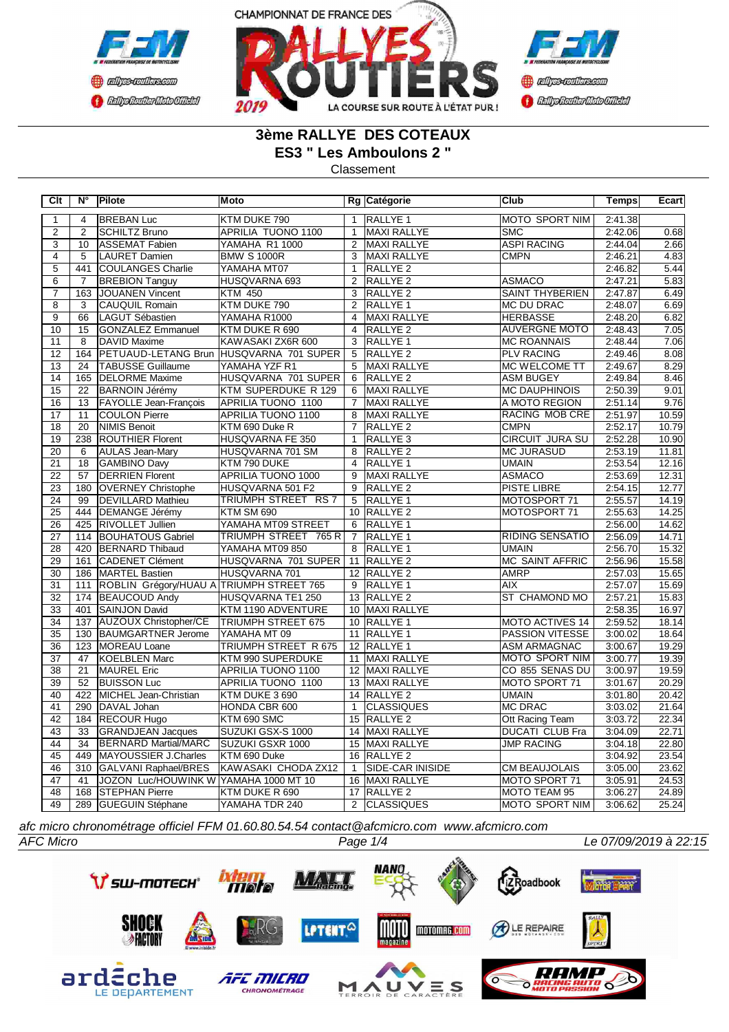# 3ème RALLYE DES COTEAUX

## ES3 " Les Amboulons 2 "

Classement

| Clt | N° | Pilote | Moto | Rg | Catégorie | Club | Temps | Ecart |
|---|---|---|---|---|---|---|---|---|
| 1 | 4 | BREBAN Luc | KTM DUKE 790 | 1 | RALLYE 1 | MOTO SPORT NIM | 2:41.38 | |
| 2 | 2 | SCHILTZ Bruno | APRILIA TUONO 1100 | 1 | MAXI RALLYE | SMC | 2:42.06 | 0.68 |
| 3 | 10 | ASSEMAT Fabien | YAMAHA R1 1000 | 2 | MAXI RALLYE | ASPI RACING | 2:44.04 | 2.66 |
| 4 | 5 | LAURET Damien | BMW S 1000R | 3 | MAXI RALLYE | CMPN | 2:46.21 | 4.83 |
| 5 | 441 | COULANGES Charlie | YAMAHA MT07 | 1 | RALLYE 2 | | 2:46.82 | 5.44 |
| 6 | 7 | BREBION Tanguy | HUSQVARNA 693 | 2 | RALLYE 2 | ASMACO | 2:47.21 | 5.83 |
| 7 | 163 | JOUANEN Vincent | KTM 450 | 3 | RALLYE 2 | SAINT THYBERIEN | 2:47.87 | 6.49 |
| 8 | 3 | CAUQUIL Romain | KTM DUKE 790 | 2 | RALLYE 1 | MC DU DRAC | 2:48.07 | 6.69 |
| 9 | 66 | LAGUT Sébastien | YAMAHA R1000 | 4 | MAXI RALLYE | HERBASSE | 2:48.20 | 6.82 |
| 10 | 15 | GONZALEZ Emmanuel | KTM DUKE R 690 | 4 | RALLYE 2 | AUVERGNE MOTO | 2:48.43 | 7.05 |
| 11 | 8 | DAVID Maxime | KAWASAKI ZX6R 600 | 3 | RALLYE 1 | MC ROANNAIS | 2:48.44 | 7.06 |
| 12 | 164 | PETUAUD-LETANG Brun | HUSQVARNA 701 SUPER | 5 | RALLYE 2 | PLV RACING | 2:49.46 | 8.08 |
| 13 | 24 | TABUSSE Guillaume | YAMAHA YZF R1 | 5 | MAXI RALLYE | MC WELCOME TT | 2:49.67 | 8.29 |
| 14 | 165 | DELORME Maxime | HUSQVARNA 701 SUPER | 6 | RALLYE 2 | ASM BUGEY | 2:49.84 | 8.46 |
| 15 | 22 | BARNOIN Jérémy | KTM SUPERDUKE R 129 | 6 | MAXI RALLYE | MC DAUPHINOIS | 2:50.39 | 9.01 |
| 16 | 13 | FAYOLLE Jean-François | APRILIA TUONO 1100 | 7 | MAXI RALLYE | A MOTO REGION | 2:51.14 | 9.76 |
| 17 | 11 | COULON Pierre | APRILIA TUONO 1100 | 8 | MAXI RALLYE | RACING MOB CRE | 2:51.97 | 10.59 |
| 18 | 20 | NIMIS Benoit | KTM 690 Duke R | 7 | RALLYE 2 | CMPN | 2:52.17 | 10.79 |
| 19 | 238 | ROUTHIER Florent | HUSQVARNA FE 350 | 1 | RALLYE 3 | CIRCUIT JURA SU | 2:52.28 | 10.90 |
| 20 | 6 | AULAS Jean-Mary | HUSQVARNA 701 SM | 8 | RALLYE 2 | MC JURASUD | 2:53.19 | 11.81 |
| 21 | 18 | GAMBINO Davy | KTM 790 DUKE | 4 | RALLYE 1 | UMAIN | 2:53.54 | 12.16 |
| 22 | 57 | DERRIEN Florent | APRILIA TUONO 1000 | 9 | MAXI RALLYE | ASMACO | 2:53.69 | 12.31 |
| 23 | 180 | OVERNEY Christophe | HUSQVARNA 501 F2 | 9 | RALLYE 2 | PISTE LIBRE | 2:54.15 | 12.77 |
| 24 | 99 | DEVILLARD Mathieu | TRIUMPH STREET RS 7 | 5 | RALLYE 1 | MOTOSPORT 71 | 2:55.57 | 14.19 |
| 25 | 444 | DEMANGE Jérémy | KTM SM 690 | 10 | RALLYE 2 | MOTOSPORT 71 | 2:55.63 | 14.25 |
| 26 | 425 | RIVOLLET Jullien | YAMAHA MT09 STREET | 6 | RALLYE 1 | | 2:56.00 | 14.62 |
| 27 | 114 | BOUHATOUS Gabriel | TRIUMPH STREET 765 R | 7 | RALLYE 1 | RIDING SENSATIO | 2:56.09 | 14.71 |
| 28 | 420 | BERNARD Thibaud | YAMAHA MT09 850 | 8 | RALLYE 1 | UMAIN | 2:56.70 | 15.32 |
| 29 | 161 | CADENET Clément | HUSQVARNA 701 SUPER | 11 | RALLYE 2 | MC SAINT AFFRIC | 2:56.96 | 15.58 |
| 30 | 186 | MARTEL Bastien | HUSQVARNA 701 | 12 | RALLYE 2 | AMRP | 2:57.03 | 15.65 |
| 31 | 111 | ROBLIN Grégory/HUAU A | TRIUMPH STREET 765 | 9 | RALLYE 1 | AIX | 2:57.07 | 15.69 |
| 32 | 174 | BEAUCOUD Andy | HUSQVARNA TE1 250 | 13 | RALLYE 2 | ST CHAMOND MO | 2:57.21 | 15.83 |
| 33 | 401 | SAINJON David | KTM 1190 ADVENTURE | 10 | MAXI RALLYE | | 2:58.35 | 16.97 |
| 34 | 137 | AUZOUX Christopher/CE | TRIUMPH STREET 675 | 10 | RALLYE 1 | MOTO ACTIVES 14 | 2:59.52 | 18.14 |
| 35 | 130 | BAUMGARTNER Jerome | YAMAHA MT 09 | 11 | RALLYE 1 | PASSION VITESSE | 3:00.02 | 18.64 |
| 36 | 123 | MOREAU Loane | TRIUMPH STREET R 675 | 12 | RALLYE 1 | ASM ARMAGNAC | 3:00.67 | 19.29 |
| 37 | 47 | KOELBLEN Marc | KTM 990 SUPERDUKE | 11 | MAXI RALLYE | MOTO SPORT NIM | 3:00.77 | 19.39 |
| 38 | 21 | MAUREL Eric | APRILIA TUONO 1100 | 12 | MAXI RALLYE | CO 855 SENAS DU | 3:00.97 | 19.59 |
| 39 | 52 | BUISSON Luc | APRILIA TUONO 1100 | 13 | MAXI RALLYE | MOTO SPORT 71 | 3:01.67 | 20.29 |
| 40 | 422 | MICHEL Jean-Christian | KTM DUKE 3 690 | 14 | RALLYE 2 | UMAIN | 3:01.80 | 20.42 |
| 41 | 290 | DAVAL Johan | HONDA CBR 600 | 1 | CLASSIQUES | MC DRAC | 3:03.02 | 21.64 |
| 42 | 184 | RECOUR Hugo | KTM 690 SMC | 15 | RALLYE 2 | Ott Racing Team | 3:03.72 | 22.34 |
| 43 | 33 | GRANDJEAN Jacques | SUZUKI GSX-S 1000 | 14 | MAXI RALLYE | DUCATI CLUB Fra | 3:04.09 | 22.71 |
| 44 | 34 | BERNARD Martial/MARC | SUZUKI GSXR 1000 | 15 | MAXI RALLYE | JMP RACING | 3:04.18 | 22.80 |
| 45 | 449 | MAYOUSSIER J.Charles | KTM 690 Duke | 16 | RALLYE 2 | | 3:04.92 | 23.54 |
| 46 | 310 | GALVANI Raphael/BRES | KAWASAKI CHODA ZX12 | 1 | SIDE-CAR INISIDE | CM BEAUJOLAIS | 3:05.00 | 23.62 |
| 47 | 41 | JOZON Luc/HOUWINK W | YAMAHA 1000 MT 10 | 16 | MAXI RALLYE | MOTO SPORT 71 | 3:05.91 | 24.53 |
| 48 | 168 | STEPHAN Pierre | KTM DUKE R 690 | 17 | RALLYE 2 | MOTO TEAM 95 | 3:06.27 | 24.89 |
| 49 | 289 | GUEGUIN Stéphane | YAMAHA TDR 240 | 2 | CLASSIQUES | MOTO SPORT NIM | 3:06.62 | 25.24 |

*afc micro chronométrage officiel FFM 01.60.80.54.54 contact@afcmicro.com www.afcmicro.com*

*AFC Micro* — *Le 07/09/2019 à 22:15*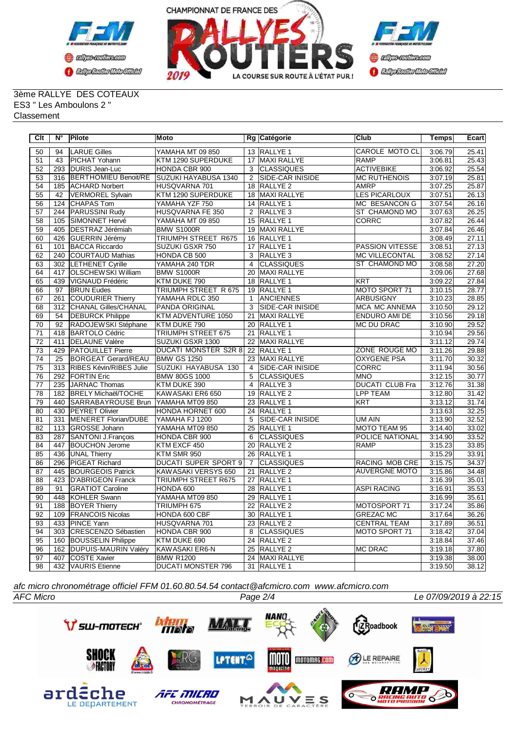3ème RALLYE DES COTEAUX
ES3 " Les Amboulons 2 "
Classement

| Clt | N° | Pilote | Moto | Rg | Catégorie | Club | Temps | Ecart |
|---|---|---|---|---|---|---|---|---|
| 50 | 94 | LARUE Gilles | YAMAHA MT 09 850 | 13 | RALLYE 1 | CAROLE MOTO CL | 3:06.79 | 25.41 |
| 51 | 43 | PICHAT Yohann | KTM 1290 SUPERDUKE | 17 | MAXI RALLYE | RAMP | 3:06.81 | 25.43 |
| 52 | 293 | DURIS Jean-Luc | HONDA CBR 900 | 3 | CLASSIQUES | ACTIVEBIKE | 3:06.92 | 25.54 |
| 53 | 316 | BERTHOMIEU Benoit/RE | SUZUKI HAYABUSA 1340 | 2 | SIDE-CAR INISIDE | MC RUTHENOIS | 3:07.19 | 25.81 |
| 54 | 185 | ACHARD Norbert | HUSQVARNA 701 | 18 | RALLYE 2 | AMRP | 3:07.25 | 25.87 |
| 55 | 42 | VERMOREL Sylvain | KTM 1290 SUPERDUKE | 18 | MAXI RALLYE | LES PICARLOUX | 3:07.51 | 26.13 |
| 56 | 124 | CHAPAS Tom | YAMAHA YZF 750 | 14 | RALLYE 1 | MC BESANCON G | 3:07.54 | 26.16 |
| 57 | 244 | PARUSSINI Rudy | HUSQVARNA FE 350 | 2 | RALLYE 3 | ST CHAMOND MO | 3:07.63 | 26.25 |
| 58 | 105 | SIMONNET Hervé | YAMAHA MT 09 850 | 15 | RALLYE 1 | CORRC | 3:07.82 | 26.44 |
| 59 | 405 | DESTRAZ Jérémiah | BMW S1000R | 19 | MAXI RALLYE | | 3:07.84 | 26.46 |
| 60 | 426 | GUERRIN Jérémy | TRIUMPH STREET R675 | 16 | RALLYE 1 | | 3:08.49 | 27.11 |
| 61 | 101 | BACCA Riccardo | SUZUKI GSXR 750 | 17 | RALLYE 1 | PASSION VITESSE | 3:08.51 | 27.13 |
| 62 | 240 | COURTAUD Mathias | HONDA CB 500 | 3 | RALLYE 3 | MC VILLECONTAL | 3:08.52 | 27.14 |
| 63 | 302 | LETHENET Cyrille | YAMAHA 240 TDR | 4 | CLASSIQUES | ST CHAMOND MO | 3:08.58 | 27.20 |
| 64 | 417 | OLSCHEWSKI William | BMW S1000R | 20 | MAXI RALLYE | | 3:09.06 | 27.68 |
| 65 | 439 | VIGNAUD Frédéric | KTM DUKE 790 | 18 | RALLYE 1 | KRT | 3:09.22 | 27.84 |
| 66 | 97 | BRUN Eudes | TRIUMPH STREET R 675 | 19 | RALLYE 1 | MOTO SPORT 71 | 3:10.15 | 28.77 |
| 67 | 261 | COUDURIER Thierry | YAMAHA RDLC 350 | 1 | ANCIENNES | ARBUSIGNY | 3:10.23 | 28.85 |
| 68 | 312 | CHANAL Gilles/CHANAL | PANDA ORIGINAL | 3 | SIDE-CAR INISIDE | MCA MC ANNEMA | 3:10.50 | 29.12 |
| 69 | 54 | DEBURCK Philippe | KTM ADVENTURE 1050 | 21 | MAXI RALLYE | ENDURO AMI DE | 3:10.56 | 29.18 |
| 70 | 92 | RADOJEWSKI Stéphane | KTM DUKE 790 | 20 | RALLYE 1 | MC DU DRAC | 3:10.90 | 29.52 |
| 71 | 418 | BARTOLO Cédric | TRIUMPH STREET 675 | 21 | RALLYE 1 | | 3:10.94 | 29.56 |
| 72 | 411 | DELAUNE Valère | SUZUKI GSXR 1300 | 22 | MAXI RALLYE | | 3:11.12 | 29.74 |
| 73 | 429 | PATOUILLET Pierre | DUCATI MONSTER S2R 8 | 22 | RALLYE 1 | ZONE ROUGE MO | 3:11.26 | 29.88 |
| 74 | 25 | BORGEAT Gerard/REAU | BMW GS 1250 | 23 | MAXI RALLYE | OXYGENE PSA | 3:11.70 | 30.32 |
| 75 | 313 | RIBES Kévin/RIBES Julie | SUZUKI HAYABUSA 130 | 4 | SIDE-CAR INISIDE | CORRC | 3:11.94 | 30.56 |
| 76 | 292 | FORTIN Eric | BMW 80GS 1000 | 5 | CLASSIQUES | MNO | 3:12.15 | 30.77 |
| 77 | 235 | JARNAC Thomas | KTM DUKE 390 | 4 | RALLYE 3 | DUCATI CLUB Fra | 3:12.76 | 31.38 |
| 78 | 182 | BRELY Michaël/TOCHE | KAWASAKI ER6 650 | 19 | RALLYE 2 | LPP TEAM | 3:12.80 | 31.42 |
| 79 | 440 | SARRABAYROUSE Brun | YAMAHA MT09 850 | 23 | RALLYE 1 | KRT | 3:13.12 | 31.74 |
| 80 | 430 | PEYRET Olivier | HONDA HORNET 600 | 24 | RALLYE 1 | | 3:13.63 | 32.25 |
| 81 | 331 | MENERET Florian/DUBE | YAMAHA FJ 1200 | 5 | SIDE-CAR INISIDE | UM AIN | 3:13.90 | 32.52 |
| 82 | 113 | GROSSE Johann | YAMAHA MT09 850 | 25 | RALLYE 1 | MOTO TEAM 95 | 3:14.40 | 33.02 |
| 83 | 287 | SANTONI J.François | HONDA CBR 900 | 6 | CLASSIQUES | POLICE NATIONAL | 3:14.90 | 33.52 |
| 84 | 447 | BOUCHON Jerome | KTM EXCF 450 | 20 | RALLYE 2 | RAMP | 3:15.23 | 33.85 |
| 85 | 436 | UNAL Thierry | KTM SMR 950 | 26 | RALLYE 1 | | 3:15.29 | 33.91 |
| 86 | 296 | PIGEAT Richard | DUCATI SUPER SPORT 9 | 7 | CLASSIQUES | RACING MOB CRE | 3:15.75 | 34.37 |
| 87 | 445 | BOURGEOIS Patrick | KAWASAKI VERSYS 650 | 21 | RALLYE 2 | AUVERGNE MOTO | 3:15.86 | 34.48 |
| 88 | 423 | D'ABRIGEON Franck | TRIUMPH STREET R675 | 27 | RALLYE 1 | | 3:16.39 | 35.01 |
| 89 | 91 | GRATIOT Caroline | HONDA 600 | 28 | RALLYE 1 | ASPI RACING | 3:16.91 | 35.53 |
| 90 | 448 | KOHLER Swann | YAMAHA MT09 850 | 29 | RALLYE 1 | | 3:16.99 | 35.61 |
| 91 | 188 | BOYER Thierry | TRIUMPH 675 | 22 | RALLYE 2 | MOTOSPORT 71 | 3:17.24 | 35.86 |
| 92 | 109 | FRANCOIS Nicolas | HONDA 600 CBF | 30 | RALLYE 1 | GREZAC MC | 3:17.64 | 36.26 |
| 93 | 433 | PINCE Yann | HUSQVARNA 701 | 23 | RALLYE 2 | CENTRAL TEAM | 3:17.89 | 36.51 |
| 94 | 303 | CRESCENZO Sébastien | HONDA CBR 900 | 8 | CLASSIQUES | MOTO SPORT 71 | 3:18.42 | 37.04 |
| 95 | 160 | BOUSSELIN Philippe | KTM DUKE 690 | 24 | RALLYE 2 | | 3:18.84 | 37.46 |
| 96 | 162 | DUPUIS-MAURIN Valéry | KAWASAKI ER6-N | 25 | RALLYE 2 | MC DRAC | 3:19.18 | 37.80 |
| 97 | 407 | COSTE Xavier | BMW R1200 | 24 | MAXI RALLYE | | 3:19.38 | 38.00 |
| 98 | 432 | VAURIS Etienne | DUCATI MONSTER 796 | 31 | RALLYE 1 | | 3:19.50 | 38.12 |

*afc micro chronométrage officiel FFM 01.60.80.54.54 contact@afcmicro.com www.afcmicro.com*

*AFC Micro* — *Le 07/09/2019 à 22:15*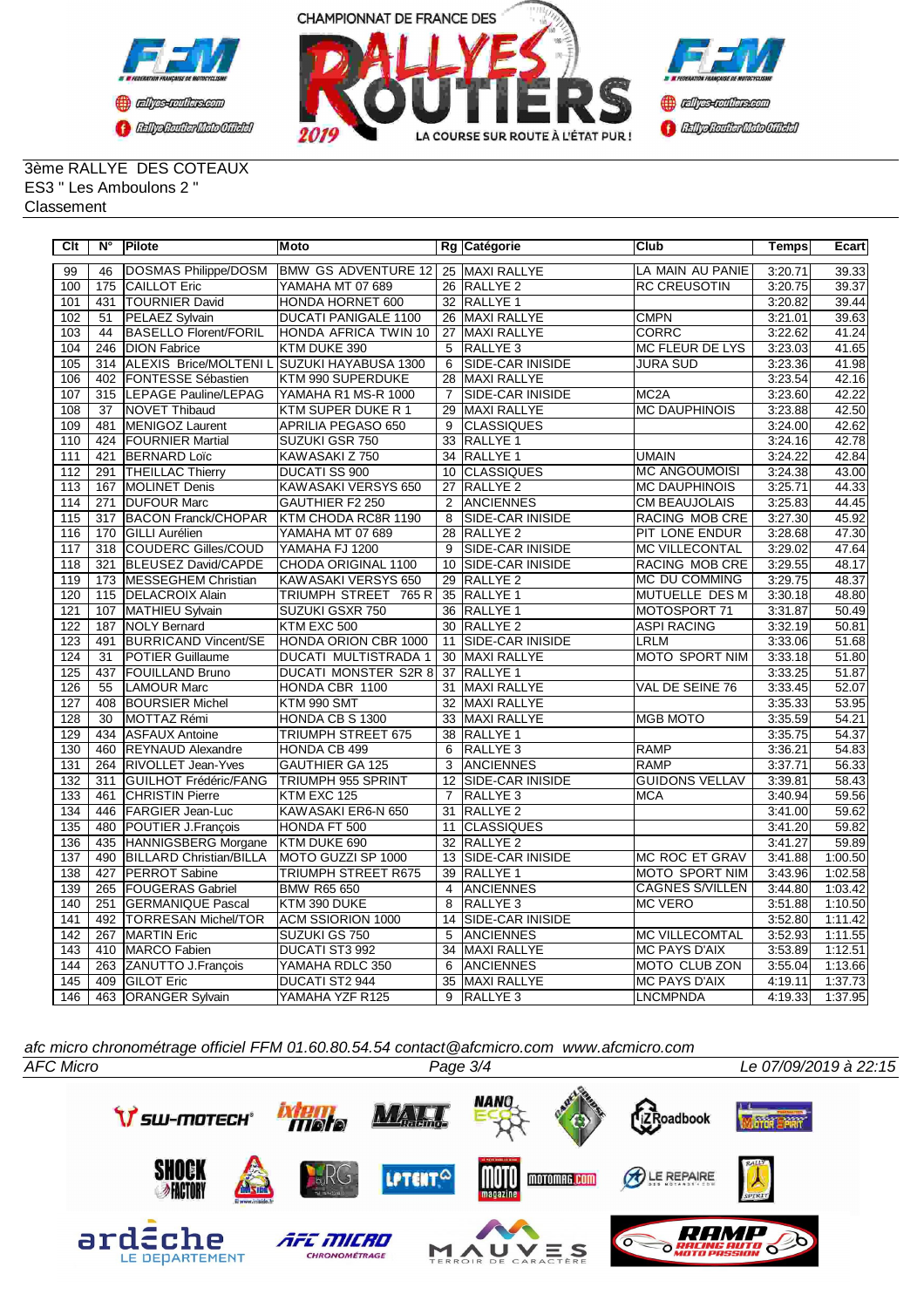CHAMPIONNAT DE FRANCE DES RALLYES ROUTIERS 2019

LA COURSE SUR ROUTE À L'ÉTAT PUR !

3ème RALLYE DES COTEAUX
ES3 " Les Amboulons 2 "
Classement

| Clt | N° | Pilote | Moto | Rg | Catégorie | Club | Temps | Ecart |
|---|---|---|---|---|---|---|---|---|
| 99 | 46 | DOSMAS Philippe/DOSM | BMW GS ADVENTURE 12 | 25 | MAXI RALLYE | LA MAIN AU PANIE | 3:20.71 | 39.33 |
| 100 | 175 | CAILLOT Eric | YAMAHA MT 07 689 | 26 | RALLYE 2 | RC CREUSOTIN | 3:20.75 | 39.37 |
| 101 | 431 | TOURNIER David | HONDA HORNET 600 | 32 | RALLYE 1 | | 3:20.82 | 39.44 |
| 102 | 51 | PELAEZ Sylvain | DUCATI PANIGALE 1100 | 26 | MAXI RALLYE | CMPN | 3:21.01 | 39.63 |
| 103 | 44 | BASELLO Florent/FORIL | HONDA AFRICA TWIN 10 | 27 | MAXI RALLYE | CORRC | 3:22.62 | 41.24 |
| 104 | 246 | DION Fabrice | KTM DUKE 390 | 5 | RALLYE 3 | MC FLEUR DE LYS | 3:23.03 | 41.65 |
| 105 | 314 | ALEXIS Brice/MOLTENI L | SUZUKI HAYABUSA 1300 | 6 | SIDE-CAR INISIDE | JURA SUD | 3:23.36 | 41.98 |
| 106 | 402 | FONTESSE Sébastien | KTM 990 SUPERDUKE | 28 | MAXI RALLYE | | 3:23.54 | 42.16 |
| 107 | 315 | LEPAGE Pauline/LEPAG | YAMAHA R1 MS-R 1000 | 7 | SIDE-CAR INISIDE | MC2A | 3:23.60 | 42.22 |
| 108 | 37 | NOVET Thibaud | KTM SUPER DUKE R 1 | 29 | MAXI RALLYE | MC DAUPHINOIS | 3:23.88 | 42.50 |
| 109 | 481 | MENIGOZ Laurent | APRILIA PEGASO 650 | 9 | CLASSIQUES | | 3:24.00 | 42.62 |
| 110 | 424 | FOURNIER Martial | SUZUKI GSR 750 | 33 | RALLYE 1 | | 3:24.16 | 42.78 |
| 111 | 421 | BERNARD Loïc | KAWASAKI Z 750 | 34 | RALLYE 1 | UMAIN | 3:24.22 | 42.84 |
| 112 | 291 | THEILLAC Thierry | DUCATI SS 900 | 10 | CLASSIQUES | MC ANGOUMOISI | 3:24.38 | 43.00 |
| 113 | 167 | MOLINET Denis | KAWASAKI VERSYS 650 | 27 | RALLYE 2 | MC DAUPHINOIS | 3:25.71 | 44.33 |
| 114 | 271 | DUFOUR Marc | GAUTHIER F2 250 | 2 | ANCIENNES | CM BEAUJOLAIS | 3:25.83 | 44.45 |
| 115 | 317 | BACON Franck/CHOPAR | KTM CHODA RC8R 1190 | 8 | SIDE-CAR INISIDE | RACING MOB CRE | 3:27.30 | 45.92 |
| 116 | 170 | GILLI Aurélien | YAMAHA MT 07 689 | 28 | RALLYE 2 | PIT LONE ENDUR | 3:28.68 | 47.30 |
| 117 | 318 | COUDERC Gilles/COUD | YAMAHA FJ 1200 | 9 | SIDE-CAR INISIDE | MC VILLECONTAL | 3:29.02 | 47.64 |
| 118 | 321 | BLEUSEZ David/CAPDE | CHODA ORIGINAL 1100 | 10 | SIDE-CAR INISIDE | RACING MOB CRE | 3:29.55 | 48.17 |
| 119 | 173 | MESSEGHEM Christian | KAWASAKI VERSYS 650 | 29 | RALLYE 2 | MC DU COMMING | 3:29.75 | 48.37 |
| 120 | 115 | DELACROIX Alain | TRIUMPH STREET 765 R | 35 | RALLYE 1 | MUTUELLE DES M | 3:30.18 | 48.80 |
| 121 | 107 | MATHIEU Sylvain | SUZUKI GSXR 750 | 36 | RALLYE 1 | MOTOSPORT 71 | 3:31.87 | 50.49 |
| 122 | 187 | NOLY Bernard | KTM EXC 500 | 30 | RALLYE 2 | ASPI RACING | 3:32.19 | 50.81 |
| 123 | 491 | BURRICAND Vincent/SE | HONDA ORION CBR 1000 | 11 | SIDE-CAR INISIDE | LRLM | 3:33.06 | 51.68 |
| 124 | 31 | POTIER Guillaume | DUCATI MULTISTRADA 1 | 30 | MAXI RALLYE | MOTO SPORT NIM | 3:33.18 | 51.80 |
| 125 | 437 | FOUILLAND Bruno | DUCATI MONSTER S2R 8 | 37 | RALLYE 1 | | 3:33.25 | 51.87 |
| 126 | 55 | LAMOUR Marc | HONDA CBR 1100 | 31 | MAXI RALLYE | VAL DE SEINE 76 | 3:33.45 | 52.07 |
| 127 | 408 | BOURSIER Michel | KTM 990 SMT | 32 | MAXI RALLYE | | 3:35.33 | 53.95 |
| 128 | 30 | MOTTAZ Rémi | HONDA CB S 1300 | 33 | MAXI RALLYE | MGB MOTO | 3:35.59 | 54.21 |
| 129 | 434 | ASFAUX Antoine | TRIUMPH STREET 675 | 38 | RALLYE 1 | | 3:35.75 | 54.37 |
| 130 | 460 | REYNAUD Alexandre | HONDA CB 499 | 6 | RALLYE 3 | RAMP | 3:36.21 | 54.83 |
| 131 | 264 | RIVOLLET Jean-Yves | GAUTHIER GA 125 | 3 | ANCIENNES | RAMP | 3:37.71 | 56.33 |
| 132 | 311 | GUILHOT Frédéric/FANG | TRIUMPH 955 SPRINT | 12 | SIDE-CAR INISIDE | GUIDONS VELLAV | 3:39.81 | 58.43 |
| 133 | 461 | CHRISTIN Pierre | KTM EXC 125 | 7 | RALLYE 3 | MCA | 3:40.94 | 59.56 |
| 134 | 446 | FARGIER Jean-Luc | KAWASAKI ER6-N 650 | 31 | RALLYE 2 | | 3:41.00 | 59.62 |
| 135 | 480 | POUTIER J.François | HONDA FT 500 | 11 | CLASSIQUES | | 3:41.20 | 59.82 |
| 136 | 435 | HANNIGSBERG Morgane | KTM DUKE 690 | 32 | RALLYE 2 | | 3:41.27 | 59.89 |
| 137 | 490 | BILLARD Christian/BILLA | MOTO GUZZI SP 1000 | 13 | SIDE-CAR INISIDE | MC ROC ET GRAV | 3:41.88 | 1:00.50 |
| 138 | 427 | PERROT Sabine | TRIUMPH STREET R675 | 39 | RALLYE 1 | MOTO SPORT NIM | 3:43.96 | 1:02.58 |
| 139 | 265 | FOUGERAS Gabriel | BMW R65 650 | 4 | ANCIENNES | CAGNES S/VILLEN | 3:44.80 | 1:03.42 |
| 140 | 251 | GERMANIQUE Pascal | KTM 390 DUKE | 8 | RALLYE 3 | MC VERO | 3:51.88 | 1:10.50 |
| 141 | 492 | TORRESAN Michel/TOR | ACM SSIORION 1000 | 14 | SIDE-CAR INISIDE | | 3:52.80 | 1:11.42 |
| 142 | 267 | MARTIN Eric | SUZUKI GS 750 | 5 | ANCIENNES | MC VILLECOMTAL | 3:52.93 | 1:11.55 |
| 143 | 410 | MARCO Fabien | DUCATI ST3 992 | 34 | MAXI RALLYE | MC PAYS D'AIX | 3:53.89 | 1:12.51 |
| 144 | 263 | ZANUTTO J.François | YAMAHA RDLC 350 | 6 | ANCIENNES | MOTO CLUB ZON | 3:55.04 | 1:13.66 |
| 145 | 409 | GILOT Eric | DUCATI ST2 944 | 35 | MAXI RALLYE | MC PAYS D'AIX | 4:19.11 | 1:37.73 |
| 146 | 463 | ORANGER Sylvain | YAMAHA YZF R125 | 9 | RALLYE 3 | LNCMPNDA | 4:19.33 | 1:37.95 |

*afc micro chronométrage officiel FFM 01.60.80.54.54 contact@afcmicro.com www.afcmicro.com*

*AFC Micro* *Page 3/4* *Le 07/09/2019 à 22:15*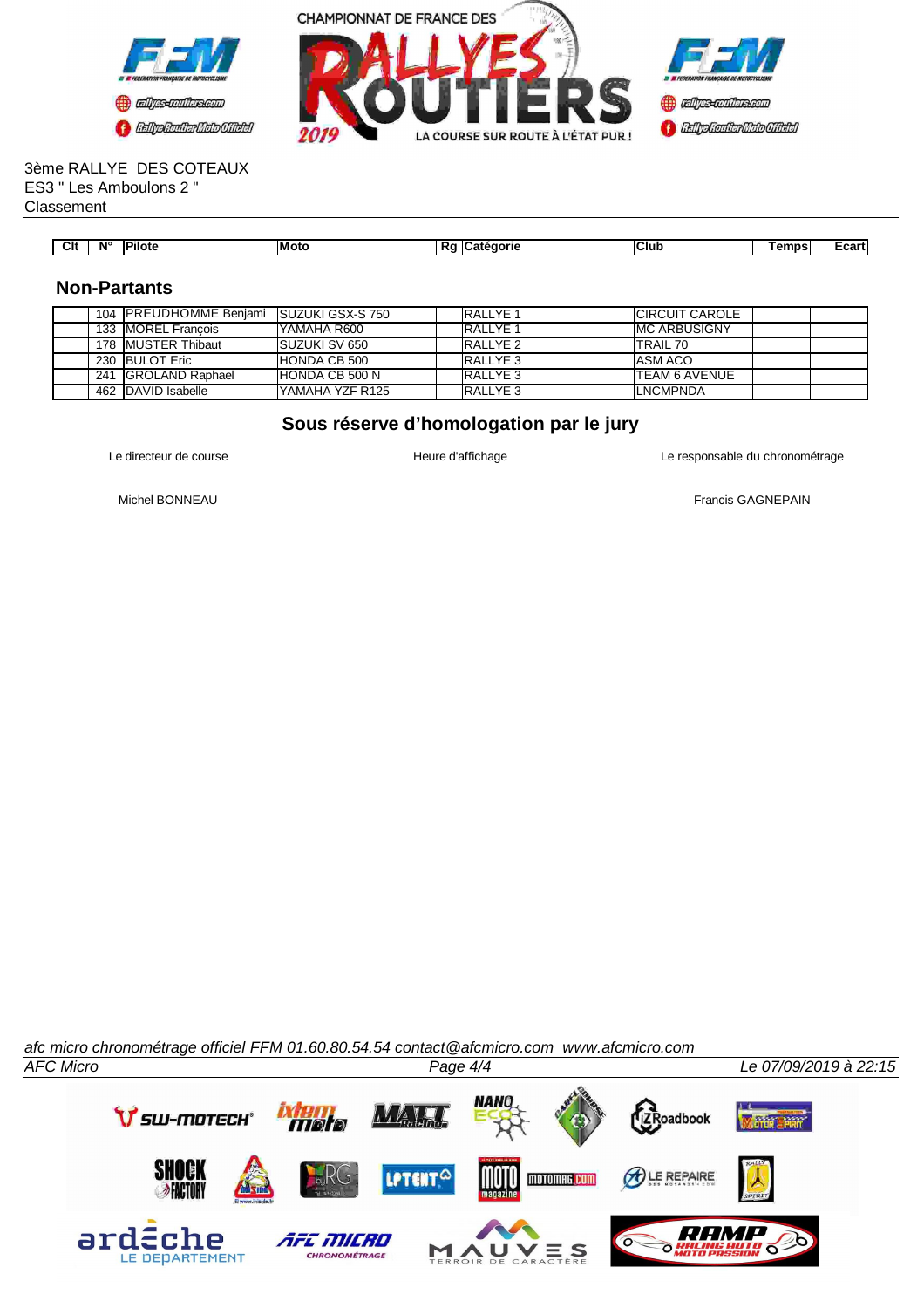3ème RALLYE DES COTEAUX
ES3 " Les Amboulons 2 "
Classement

| Clt | N° | Pilote | Moto | Rg | Catégorie | Club | Temps | Ecart |
|---|---|---|---|---|---|---|---|---|

## Non-Partants

| Clt | N° | Pilote | Moto | Rg | Catégorie | Club | Temps | Ecart |
|---|---|---|---|---|---|---|---|---|
| | 104 | PREUDHOMME Benjami | SUZUKI GSX-S 750 | | RALLYE 1 | CIRCUIT CAROLE | | |
| | 133 | MOREL François | YAMAHA R600 | | RALLYE 1 | MC ARBUSIGNY | | |
| | 178 | MUSTER Thibaut | SUZUKI SV 650 | | RALLYE 2 | TRAIL 70 | | |
| | 230 | BULOT Eric | HONDA CB 500 | | RALLYE 3 | ASM ACO | | |
| | 241 | GROLAND Raphael | HONDA CB 500 N | | RALLYE 3 | TEAM 6 AVENUE | | |
| | 462 | DAVID Isabelle | YAMAHA YZF R125 | | RALLYE 3 | LNCMPNDA | | |

**Sous réserve d'homologation par le jury**

Le directeur de course — Heure d'affichage — Le responsable du chronométrage

Michel BONNEAU — Francis GAGNEPAIN

*afc micro chronométrage officiel FFM 01.60.80.54.54 contact@afcmicro.com www.afcmicro.com*

*AFC Micro* — *Le 07/09/2019 à 22:15*